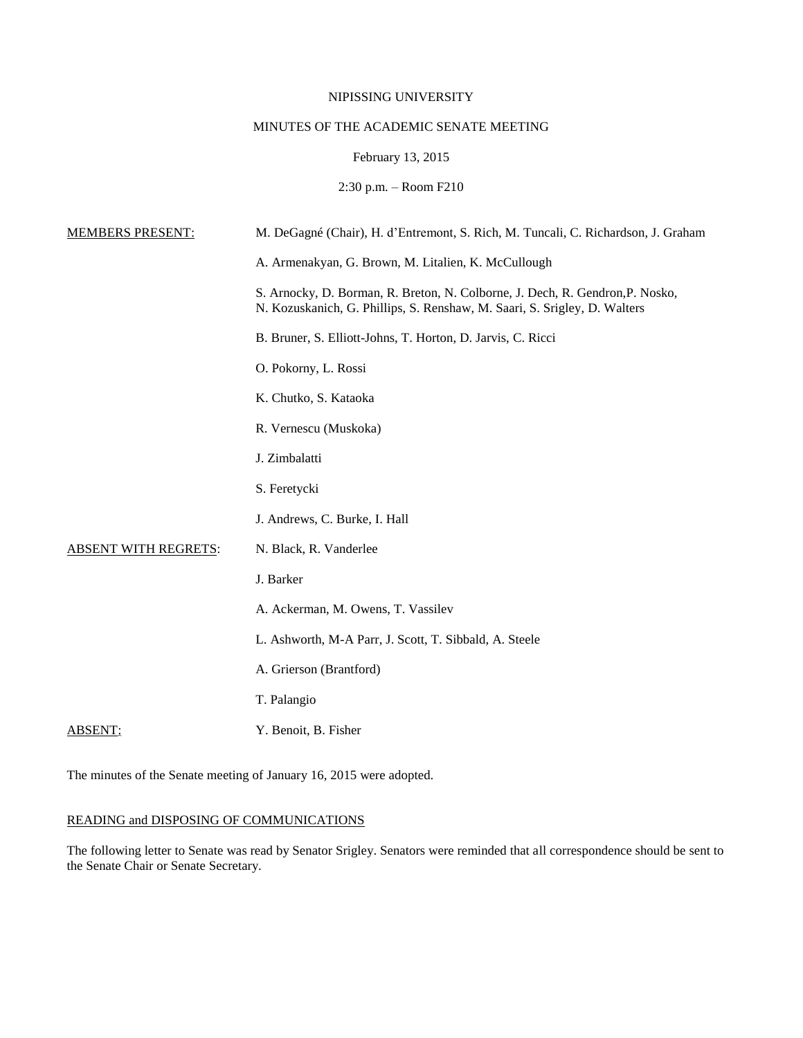NIPISSING UNIVERSITY

MINUTES OF THE ACADEMIC SENATE MEETING

February 13, 2015

2:30 p.m. – Room F210

| | |
|---|---|
| MEMBERS PRESENT: | M. DeGagné (Chair), H. d'Entremont, S. Rich, M. Tuncali, C. Richardson, J. Graham |
| | A. Armenakyan, G. Brown, M. Litalien, K. McCullough |
| | S. Arnocky, D. Borman, R. Breton, N. Colborne, J. Dech, R. Gendron,P. Nosko, N. Kozuskanich, G. Phillips, S. Renshaw, M. Saari, S. Srigley, D. Walters |
| | B. Bruner, S. Elliott-Johns, T. Horton, D. Jarvis, C. Ricci |
| | O. Pokorny, L. Rossi |
| | K. Chutko, S. Kataoka |
| | R. Vernescu (Muskoka) |
| | J. Zimbalatti |
| | S. Feretycki |
| | J. Andrews, C. Burke, I. Hall |
| ABSENT WITH REGRETS: | N. Black, R. Vanderlee |
| | J. Barker |
| | A. Ackerman, M. Owens, T. Vassilev |
| | L. Ashworth, M-A Parr, J. Scott, T. Sibbald, A. Steele |
| | A. Grierson (Brantford) |
| | T. Palangio |
| ABSENT: | Y. Benoit, B. Fisher |

The minutes of the Senate meeting of January 16, 2015 were adopted.

## READING and DISPOSING OF COMMUNICATIONS

The following letter to Senate was read by Senator Srigley. Senators were reminded that all correspondence should be sent to the Senate Chair or Senate Secretary.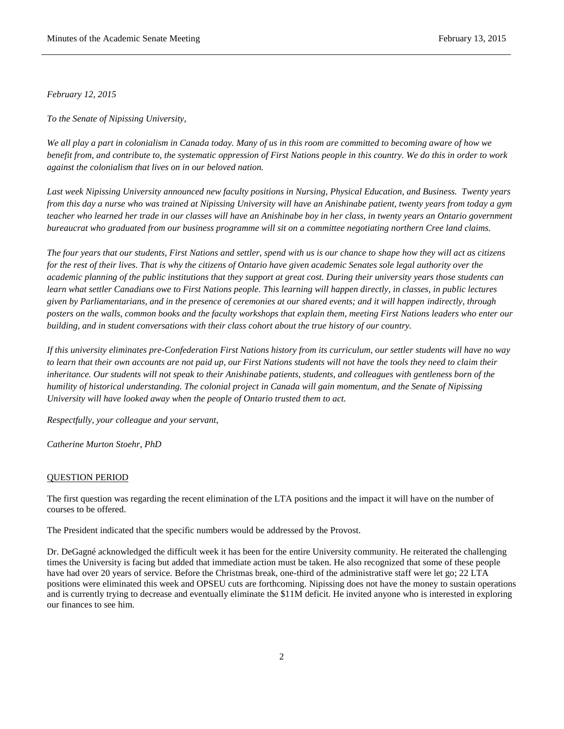*February 12, 2015*

*To the Senate of Nipissing University,*

*We all play a part in colonialism in Canada today. Many of us in this room are committed to becoming aware of how we benefit from, and contribute to, the systematic oppression of First Nations people in this country. We do this in order to work against the colonialism that lives on in our beloved nation.*

*Last week Nipissing University announced new faculty positions in Nursing, Physical Education, and Business. Twenty years from this day a nurse who was trained at Nipissing University will have an Anishinabe patient, twenty years from today a gym teacher who learned her trade in our classes will have an Anishinabe boy in her class, in twenty years an Ontario government bureaucrat who graduated from our business programme will sit on a committee negotiating northern Cree land claims.*

*The four years that our students, First Nations and settler, spend with us is our chance to shape how they will act as citizens for the rest of their lives. That is why the citizens of Ontario have given academic Senates sole legal authority over the academic planning of the public institutions that they support at great cost. During their university years those students can learn what settler Canadians owe to First Nations people. This learning will happen directly, in classes, in public lectures given by Parliamentarians, and in the presence of ceremonies at our shared events; and it will happen indirectly, through posters on the walls, common books and the faculty workshops that explain them, meeting First Nations leaders who enter our building, and in student conversations with their class cohort about the true history of our country.*

*If this university eliminates pre-Confederation First Nations history from its curriculum, our settler students will have no way to learn that their own accounts are not paid up, our First Nations students will not have the tools they need to claim their inheritance. Our students will not speak to their Anishinabe patients, students, and colleagues with gentleness born of the humility of historical understanding. The colonial project in Canada will gain momentum, and the Senate of Nipissing University will have looked away when the people of Ontario trusted them to act.*

*Respectfully, your colleague and your servant,*

*Catherine Murton Stoehr, PhD*

QUESTION PERIOD

The first question was regarding the recent elimination of the LTA positions and the impact it will have on the number of courses to be offered.

The President indicated that the specific numbers would be addressed by the Provost.

Dr. DeGagné acknowledged the difficult week it has been for the entire University community. He reiterated the challenging times the University is facing but added that immediate action must be taken. He also recognized that some of these people have had over 20 years of service. Before the Christmas break, one-third of the administrative staff were let go; 22 LTA positions were eliminated this week and OPSEU cuts are forthcoming. Nipissing does not have the money to sustain operations and is currently trying to decrease and eventually eliminate the $11M deficit. He invited anyone who is interested in exploring our finances to see him.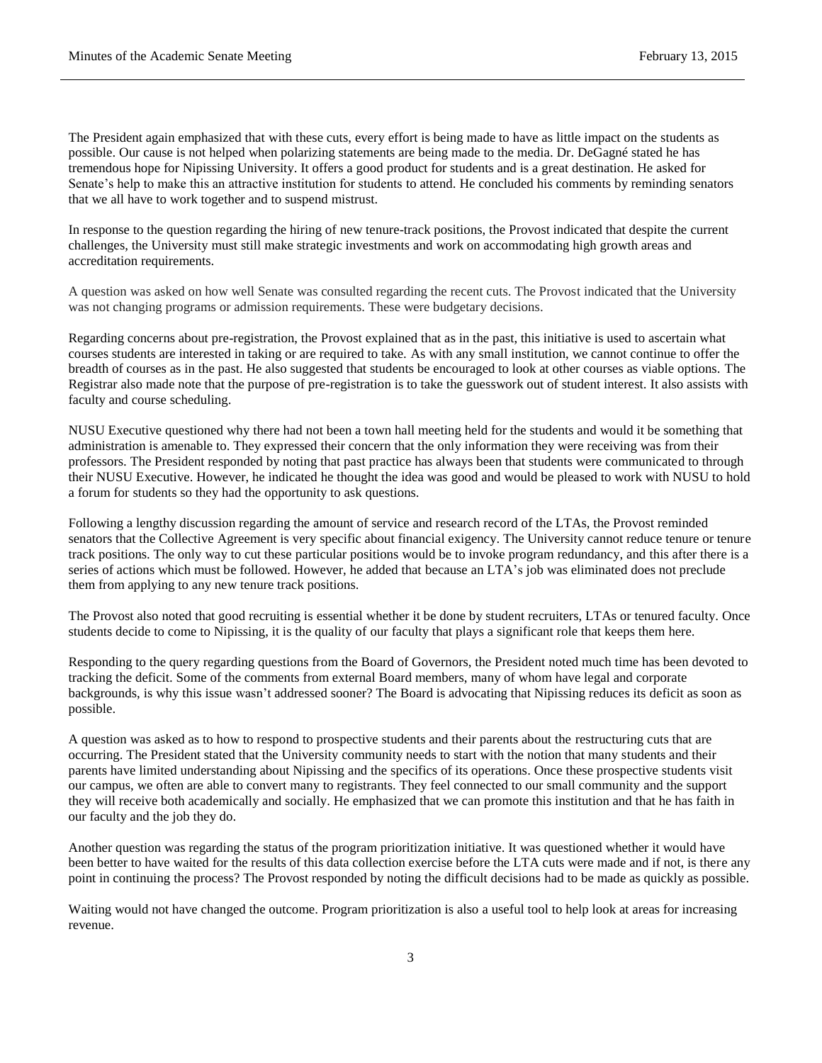The President again emphasized that with these cuts, every effort is being made to have as little impact on the students as possible. Our cause is not helped when polarizing statements are being made to the media. Dr. DeGagné stated he has tremendous hope for Nipissing University. It offers a good product for students and is a great destination. He asked for Senate's help to make this an attractive institution for students to attend. He concluded his comments by reminding senators that we all have to work together and to suspend mistrust.

In response to the question regarding the hiring of new tenure-track positions, the Provost indicated that despite the current challenges, the University must still make strategic investments and work on accommodating high growth areas and accreditation requirements.

A question was asked on how well Senate was consulted regarding the recent cuts. The Provost indicated that the University was not changing programs or admission requirements. These were budgetary decisions.

Regarding concerns about pre-registration, the Provost explained that as in the past, this initiative is used to ascertain what courses students are interested in taking or are required to take. As with any small institution, we cannot continue to offer the breadth of courses as in the past. He also suggested that students be encouraged to look at other courses as viable options. The Registrar also made note that the purpose of pre-registration is to take the guesswork out of student interest. It also assists with faculty and course scheduling.

NUSU Executive questioned why there had not been a town hall meeting held for the students and would it be something that administration is amenable to. They expressed their concern that the only information they were receiving was from their professors. The President responded by noting that past practice has always been that students were communicated to through their NUSU Executive. However, he indicated he thought the idea was good and would be pleased to work with NUSU to hold a forum for students so they had the opportunity to ask questions.

Following a lengthy discussion regarding the amount of service and research record of the LTAs, the Provost reminded senators that the Collective Agreement is very specific about financial exigency. The University cannot reduce tenure or tenure track positions. The only way to cut these particular positions would be to invoke program redundancy, and this after there is a series of actions which must be followed. However, he added that because an LTA's job was eliminated does not preclude them from applying to any new tenure track positions.

The Provost also noted that good recruiting is essential whether it be done by student recruiters, LTAs or tenured faculty. Once students decide to come to Nipissing, it is the quality of our faculty that plays a significant role that keeps them here.

Responding to the query regarding questions from the Board of Governors, the President noted much time has been devoted to tracking the deficit. Some of the comments from external Board members, many of whom have legal and corporate backgrounds, is why this issue wasn't addressed sooner? The Board is advocating that Nipissing reduces its deficit as soon as possible.

A question was asked as to how to respond to prospective students and their parents about the restructuring cuts that are occurring. The President stated that the University community needs to start with the notion that many students and their parents have limited understanding about Nipissing and the specifics of its operations. Once these prospective students visit our campus, we often are able to convert many to registrants. They feel connected to our small community and the support they will receive both academically and socially. He emphasized that we can promote this institution and that he has faith in our faculty and the job they do.

Another question was regarding the status of the program prioritization initiative. It was questioned whether it would have been better to have waited for the results of this data collection exercise before the LTA cuts were made and if not, is there any point in continuing the process? The Provost responded by noting the difficult decisions had to be made as quickly as possible.

Waiting would not have changed the outcome. Program prioritization is also a useful tool to help look at areas for increasing revenue.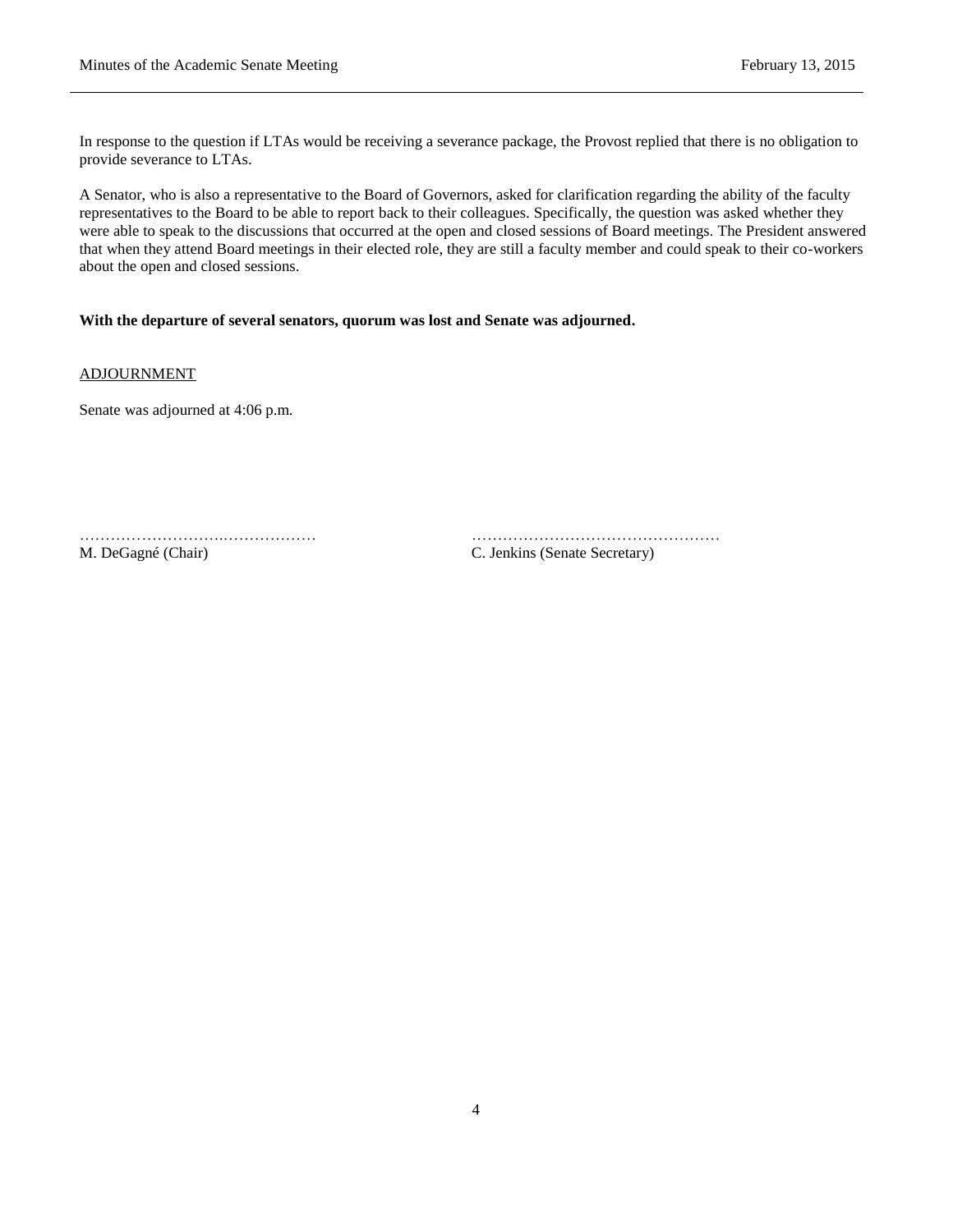In response to the question if LTAs would be receiving a severance package, the Provost replied that there is no obligation to provide severance to LTAs.

A Senator, who is also a representative to the Board of Governors, asked for clarification regarding the ability of the faculty representatives to the Board to be able to report back to their colleagues. Specifically, the question was asked whether they were able to speak to the discussions that occurred at the open and closed sessions of Board meetings. The President answered that when they attend Board meetings in their elected role, they are still a faculty member and could speak to their co-workers about the open and closed sessions.

**With the departure of several senators, quorum was lost and Senate was adjourned.**

<u>ADJOURNMENT</u>

Senate was adjourned at 4:06 p.m.

………………………..……………… ………………………………………… 
M. DeGagné (Chair) C. Jenkins (Senate Secretary)